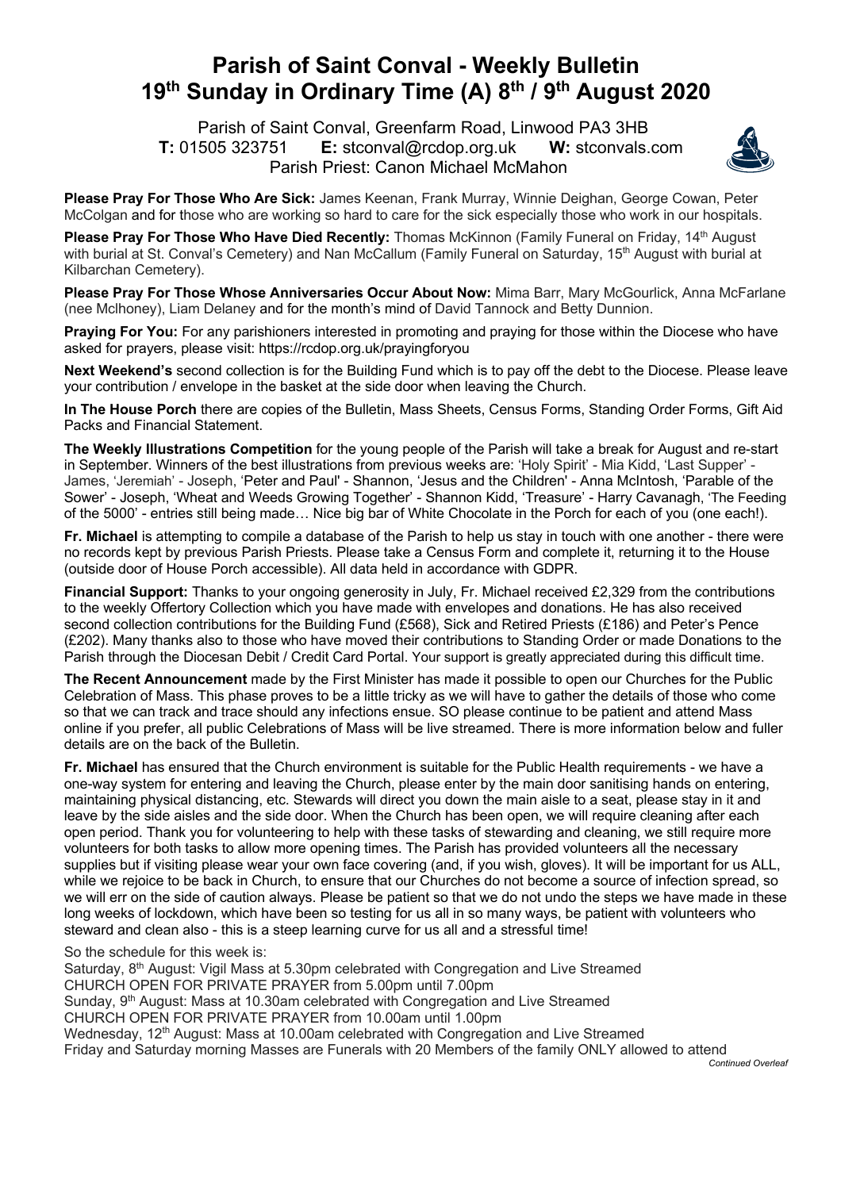# Parish of Saint Conval - Weekly Bulletin
# 19th Sunday in Ordinary Time (A) 8th / 9th August 2020

Parish of Saint Conval, Greenfarm Road, Linwood PA3 3HB
**T:** 01505 323751 **E:** stconval@rcdop.org.uk **W:** stconvals.com
Parish Priest: Canon Michael McMahon

**Please Pray For Those Who Are Sick:** James Keenan, Frank Murray, Winnie Deighan, George Cowan, Peter McColgan and for those who are working so hard to care for the sick especially those who work in our hospitals.

**Please Pray For Those Who Have Died Recently:** Thomas McKinnon (Family Funeral on Friday, 14th August with burial at St. Conval's Cemetery) and Nan McCallum (Family Funeral on Saturday, 15th August with burial at Kilbarchan Cemetery).

**Please Pray For Those Whose Anniversaries Occur About Now:** Mima Barr, Mary McGourlick, Anna McFarlane (nee Mclhoney), Liam Delaney and for the month's mind of David Tannock and Betty Dunnion.

**Praying For You:** For any parishioners interested in promoting and praying for those within the Diocese who have asked for prayers, please visit: https://rcdop.org.uk/prayingforyou

**Next Weekend's** second collection is for the Building Fund which is to pay off the debt to the Diocese. Please leave your contribution / envelope in the basket at the side door when leaving the Church.

**In The House Porch** there are copies of the Bulletin, Mass Sheets, Census Forms, Standing Order Forms, Gift Aid Packs and Financial Statement.

**The Weekly Illustrations Competition** for the young people of the Parish will take a break for August and re-start in September. Winners of the best illustrations from previous weeks are: 'Holy Spirit' - Mia Kidd, 'Last Supper' - James, 'Jeremiah' - Joseph, 'Peter and Paul' - Shannon, 'Jesus and the Children' - Anna McIntosh, 'Parable of the Sower' - Joseph, 'Wheat and Weeds Growing Together' - Shannon Kidd, 'Treasure' - Harry Cavanagh, 'The Feeding of the 5000' - entries still being made… Nice big bar of White Chocolate in the Porch for each of you (one each!).

**Fr. Michael** is attempting to compile a database of the Parish to help us stay in touch with one another - there were no records kept by previous Parish Priests. Please take a Census Form and complete it, returning it to the House (outside door of House Porch accessible). All data held in accordance with GDPR.

**Financial Support:** Thanks to your ongoing generosity in July, Fr. Michael received £2,329 from the contributions to the weekly Offertory Collection which you have made with envelopes and donations. He has also received second collection contributions for the Building Fund (£568), Sick and Retired Priests (£186) and Peter's Pence (£202). Many thanks also to those who have moved their contributions to Standing Order or made Donations to the Parish through the Diocesan Debit / Credit Card Portal. Your support is greatly appreciated during this difficult time.

**The Recent Announcement** made by the First Minister has made it possible to open our Churches for the Public Celebration of Mass. This phase proves to be a little tricky as we will have to gather the details of those who come so that we can track and trace should any infections ensue. SO please continue to be patient and attend Mass online if you prefer, all public Celebrations of Mass will be live streamed. There is more information below and fuller details are on the back of the Bulletin.

**Fr. Michael** has ensured that the Church environment is suitable for the Public Health requirements - we have a one-way system for entering and leaving the Church, please enter by the main door sanitising hands on entering, maintaining physical distancing, etc. Stewards will direct you down the main aisle to a seat, please stay in it and leave by the side aisles and the side door. When the Church has been open, we will require cleaning after each open period. Thank you for volunteering to help with these tasks of stewarding and cleaning, we still require more volunteers for both tasks to allow more opening times. The Parish has provided volunteers all the necessary supplies but if visiting please wear your own face covering (and, if you wish, gloves). It will be important for us ALL, while we rejoice to be back in Church, to ensure that our Churches do not become a source of infection spread, so we will err on the side of caution always. Please be patient so that we do not undo the steps we have made in these long weeks of lockdown, which have been so testing for us all in so many ways, be patient with volunteers who steward and clean also - this is a steep learning curve for us all and a stressful time!

So the schedule for this week is:
Saturday, 8th August: Vigil Mass at 5.30pm celebrated with Congregation and Live Streamed
CHURCH OPEN FOR PRIVATE PRAYER from 5.00pm until 7.00pm
Sunday, 9th August: Mass at 10.30am celebrated with Congregation and Live Streamed
CHURCH OPEN FOR PRIVATE PRAYER from 10.00am until 1.00pm
Wednesday, 12th August: Mass at 10.00am celebrated with Congregation and Live Streamed
Friday and Saturday morning Masses are Funerals with 20 Members of the family ONLY allowed to attend

*Continued Overleaf*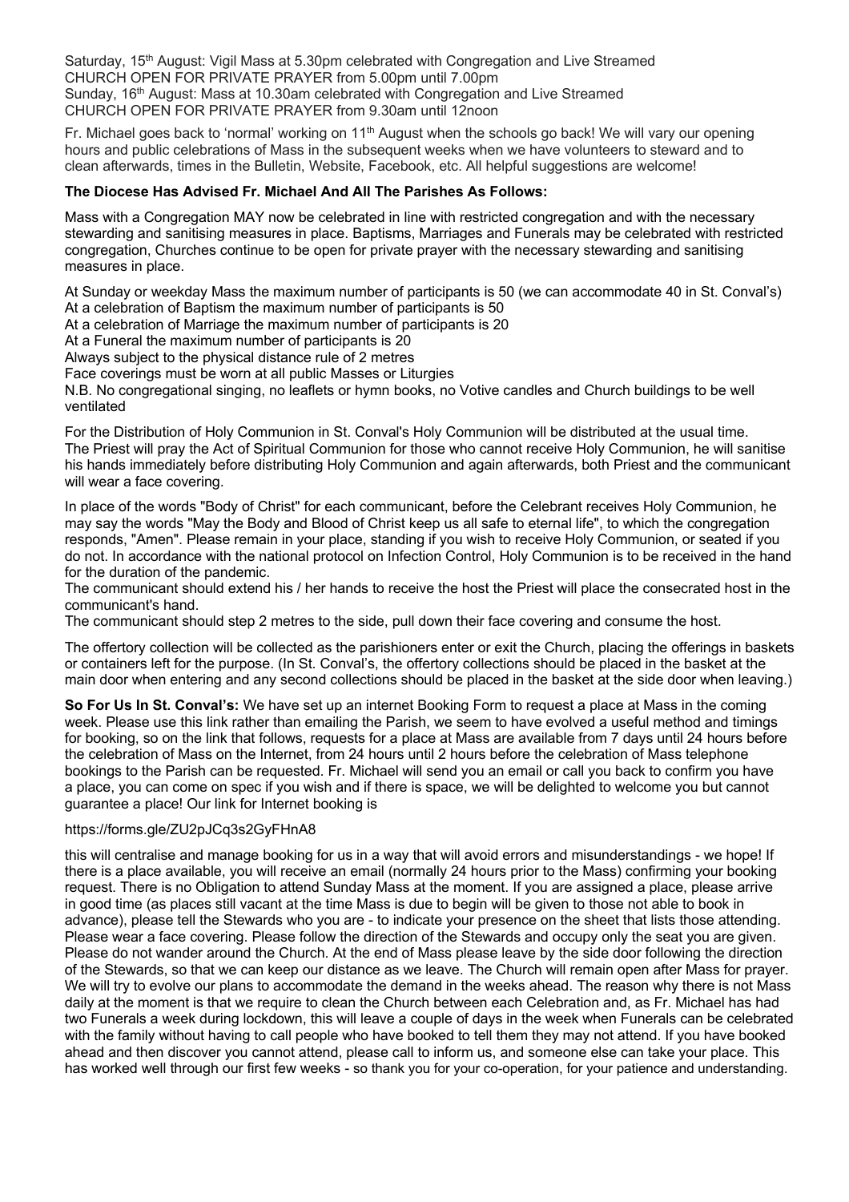Saturday, 15th August: Vigil Mass at 5.30pm celebrated with Congregation and Live Streamed
CHURCH OPEN FOR PRIVATE PRAYER from 5.00pm until 7.00pm
Sunday, 16th August: Mass at 10.30am celebrated with Congregation and Live Streamed
CHURCH OPEN FOR PRIVATE PRAYER from 9.30am until 12noon

Fr. Michael goes back to 'normal' working on 11th August when the schools go back! We will vary our opening hours and public celebrations of Mass in the subsequent weeks when we have volunteers to steward and to clean afterwards, times in the Bulletin, Website, Facebook, etc. All helpful suggestions are welcome!

**The Diocese Has Advised Fr. Michael And All The Parishes As Follows:**

Mass with a Congregation MAY now be celebrated in line with restricted congregation and with the necessary stewarding and sanitising measures in place. Baptisms, Marriages and Funerals may be celebrated with restricted congregation, Churches continue to be open for private prayer with the necessary stewarding and sanitising measures in place.

At Sunday or weekday Mass the maximum number of participants is 50 (we can accommodate 40 in St. Conval's)
At a celebration of Baptism the maximum number of participants is 50
At a celebration of Marriage the maximum number of participants is 20
At a Funeral the maximum number of participants is 20
Always subject to the physical distance rule of 2 metres
Face coverings must be worn at all public Masses or Liturgies
N.B. No congregational singing, no leaflets or hymn books, no Votive candles and Church buildings to be well ventilated

For the Distribution of Holy Communion in St. Conval's Holy Communion will be distributed at the usual time. The Priest will pray the Act of Spiritual Communion for those who cannot receive Holy Communion, he will sanitise his hands immediately before distributing Holy Communion and again afterwards, both Priest and the communicant will wear a face covering.

In place of the words "Body of Christ" for each communicant, before the Celebrant receives Holy Communion, he may say the words "May the Body and Blood of Christ keep us all safe to eternal life", to which the congregation responds, "Amen". Please remain in your place, standing if you wish to receive Holy Communion, or seated if you do not. In accordance with the national protocol on Infection Control, Holy Communion is to be received in the hand for the duration of the pandemic.
The communicant should extend his / her hands to receive the host the Priest will place the consecrated host in the communicant's hand.
The communicant should step 2 metres to the side, pull down their face covering and consume the host.

The offertory collection will be collected as the parishioners enter or exit the Church, placing the offerings in baskets or containers left for the purpose. (In St. Conval's, the offertory collections should be placed in the basket at the main door when entering and any second collections should be placed in the basket at the side door when leaving.)

**So For Us In St. Conval's:** We have set up an internet Booking Form to request a place at Mass in the coming week. Please use this link rather than emailing the Parish, we seem to have evolved a useful method and timings for booking, so on the link that follows, requests for a place at Mass are available from 7 days until 24 hours before the celebration of Mass on the Internet, from 24 hours until 2 hours before the celebration of Mass telephone bookings to the Parish can be requested. Fr. Michael will send you an email or call you back to confirm you have a place, you can come on spec if you wish and if there is space, we will be delighted to welcome you but cannot guarantee a place! Our link for Internet booking is

https://forms.gle/ZU2pJCq3s2GyFHnA8

this will centralise and manage booking for us in a way that will avoid errors and misunderstandings - we hope! If there is a place available, you will receive an email (normally 24 hours prior to the Mass) confirming your booking request. There is no Obligation to attend Sunday Mass at the moment. If you are assigned a place, please arrive in good time (as places still vacant at the time Mass is due to begin will be given to those not able to book in advance), please tell the Stewards who you are - to indicate your presence on the sheet that lists those attending. Please wear a face covering. Please follow the direction of the Stewards and occupy only the seat you are given. Please do not wander around the Church. At the end of Mass please leave by the side door following the direction of the Stewards, so that we can keep our distance as we leave. The Church will remain open after Mass for prayer. We will try to evolve our plans to accommodate the demand in the weeks ahead. The reason why there is not Mass daily at the moment is that we require to clean the Church between each Celebration and, as Fr. Michael has had two Funerals a week during lockdown, this will leave a couple of days in the week when Funerals can be celebrated with the family without having to call people who have booked to tell them they may not attend. If you have booked ahead and then discover you cannot attend, please call to inform us, and someone else can take your place. This has worked well through our first few weeks - so thank you for your co-operation, for your patience and understanding.